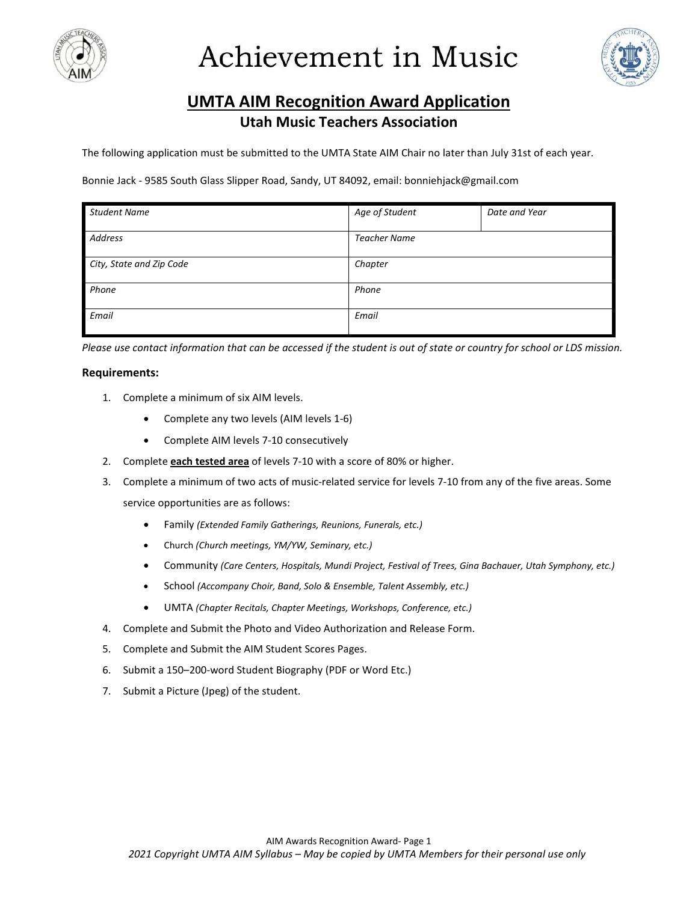# Achievement in Music

## UMTA AIM Recognition Award Application

### Utah Music Teachers Association

The following application must be submitted to the UMTA State AIM Chair no later than July 31st of each year.

Bonnie Jack - 9585 South Glass Slipper Road, Sandy, UT 84092, email: bonniehjack@gmail.com

| *Student Name* | *Age of Student* | *Date and Year* |
|---|---|---|
| *Address* | *Teacher Name* | |
| *City, State and Zip Code* | *Chapter* | |
| *Phone* | *Phone* | |
| *Email* | *Email* | |

*Please use contact information that can be accessed if the student is out of state or country for school or LDS mission.*

**Requirements:**

1. Complete a minimum of six AIM levels.
   - Complete any two levels (AIM levels 1-6)
   - Complete AIM levels 7-10 consecutively
2. Complete **each tested area** of levels 7-10 with a score of 80% or higher.
3. Complete a minimum of two acts of music-related service for levels 7-10 from any of the five areas. Some service opportunities are as follows:
   - Family *(Extended Family Gatherings, Reunions, Funerals, etc.)*
   - Church *(Church meetings, YM/YW, Seminary, etc.)*
   - Community *(Care Centers, Hospitals, Mundi Project, Festival of Trees, Gina Bachauer, Utah Symphony, etc.)*
   - School *(Accompany Choir, Band, Solo & Ensemble, Talent Assembly, etc.)*
   - UMTA *(Chapter Recitals, Chapter Meetings, Workshops, Conference, etc.)*
4. Complete and Submit the Photo and Video Authorization and Release Form.
5. Complete and Submit the AIM Student Scores Pages.
6. Submit a 150–200-word Student Biography (PDF or Word Etc.)
7. Submit a Picture (Jpeg) of the student.

AIM Awards Recognition Award- Page 1

*2021 Copyright UMTA AIM Syllabus – May be copied by UMTA Members for their personal use only*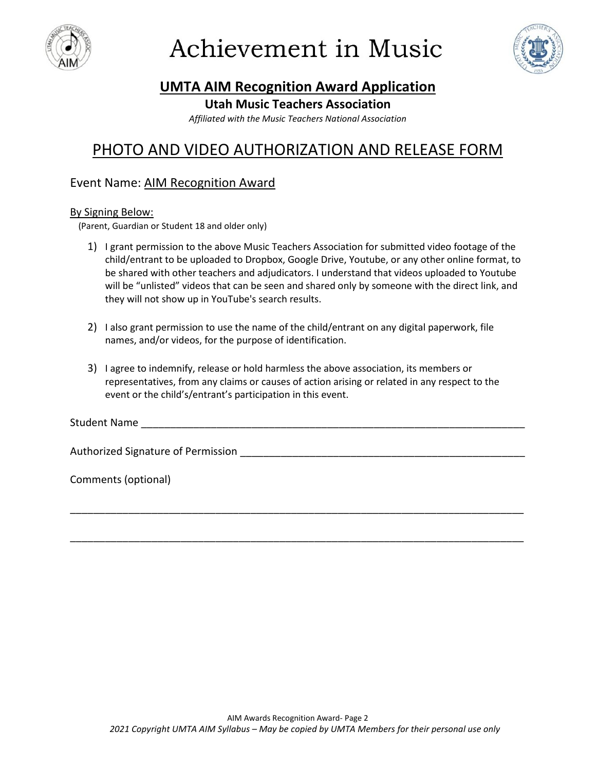# Achievement in Music

## UMTA AIM Recognition Award Application

**Utah Music Teachers Association**

*Affiliated with the Music Teachers National Association*

## PHOTO AND VIDEO AUTHORIZATION AND RELEASE FORM

### Event Name: AIM Recognition Award

By Signing Below:

(Parent, Guardian or Student 18 and older only)

1) I grant permission to the above Music Teachers Association for submitted video footage of the child/entrant to be uploaded to Dropbox, Google Drive, Youtube, or any other online format, to be shared with other teachers and adjudicators. I understand that videos uploaded to Youtube will be "unlisted" videos that can be seen and shared only by someone with the direct link, and they will not show up in YouTube's search results.

2) I also grant permission to use the name of the child/entrant on any digital paperwork, file names, and/or videos, for the purpose of identification.

3) I agree to indemnify, release or hold harmless the above association, its members or representatives, from any claims or causes of action arising or related in any respect to the event or the child's/entrant's participation in this event.

Student Name ______________________________________________________________________

Authorized Signature of Permission __________________________________________________

Comments (optional)

________________________________________________________________________________

________________________________________________________________________________

AIM Awards Recognition Award- Page 2

*2021 Copyright UMTA AIM Syllabus – May be copied by UMTA Members for their personal use only*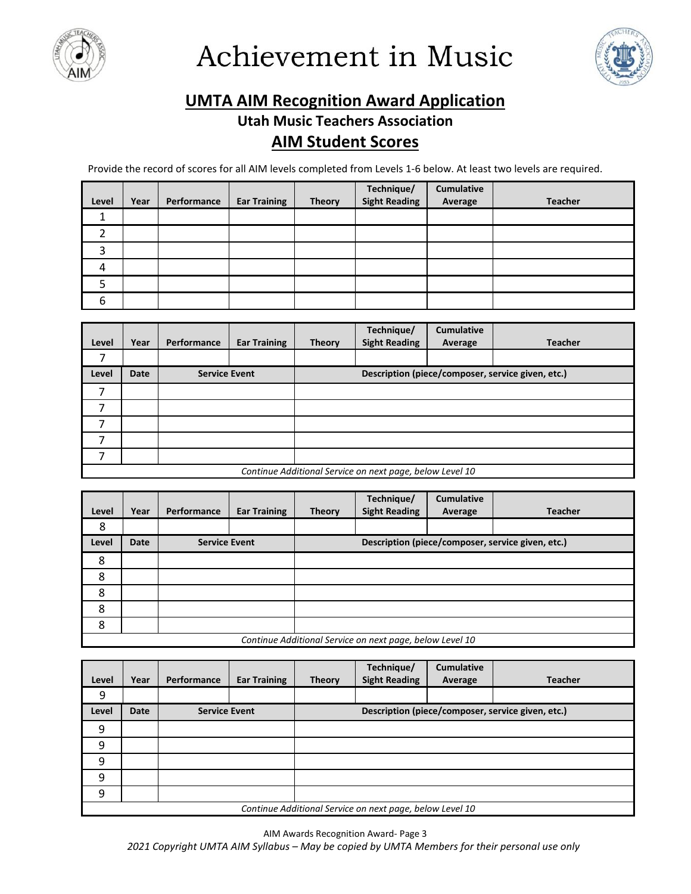# Achievement in Music

## UMTA AIM Recognition Award Application

### Utah Music Teachers Association

### AIM Student Scores

Provide the record of scores for all AIM levels completed from Levels 1-6 below. At least two levels are required.

| Level | Year | Performance | Ear Training | Theory | Technique/ Sight Reading | Cumulative Average | Teacher |
|---|---|---|---|---|---|---|---|
| 1 | | | | | | | |
| 2 | | | | | | | |
| 3 | | | | | | | |
| 4 | | | | | | | |
| 5 | | | | | | | |
| 6 | | | | | | | |

| Level | Year | Performance | Ear Training | Theory | Technique/ Sight Reading | Cumulative Average | Teacher |
|---|---|---|---|---|---|---|---|
| 7 | | | | | | | |
| **Level** | **Date** | **Service Event** | | **Description (piece/composer, service given, etc.)** | | | |
| 7 | | | | | | | |
| 7 | | | | | | | |
| 7 | | | | | | | |
| 7 | | | | | | | |
| 7 | | | | | | | |
| *Continue Additional Service on next page, below Level 10* | | | | | | | |

| Level | Year | Performance | Ear Training | Theory | Technique/ Sight Reading | Cumulative Average | Teacher |
|---|---|---|---|---|---|---|---|
| 8 | | | | | | | |
| **Level** | **Date** | **Service Event** | | **Description (piece/composer, service given, etc.)** | | | |
| 8 | | | | | | | |
| 8 | | | | | | | |
| 8 | | | | | | | |
| 8 | | | | | | | |
| 8 | | | | | | | |
| *Continue Additional Service on next page, below Level 10* | | | | | | | |

| Level | Year | Performance | Ear Training | Theory | Technique/ Sight Reading | Cumulative Average | Teacher |
|---|---|---|---|---|---|---|---|
| 9 | | | | | | | |
| **Level** | **Date** | **Service Event** | | **Description (piece/composer, service given, etc.)** | | | |
| 9 | | | | | | | |
| 9 | | | | | | | |
| 9 | | | | | | | |
| 9 | | | | | | | |
| 9 | | | | | | | |
| *Continue Additional Service on next page, below Level 10* | | | | | | | |

AIM Awards Recognition Award- Page 3

*2021 Copyright UMTA AIM Syllabus – May be copied by UMTA Members for their personal use only*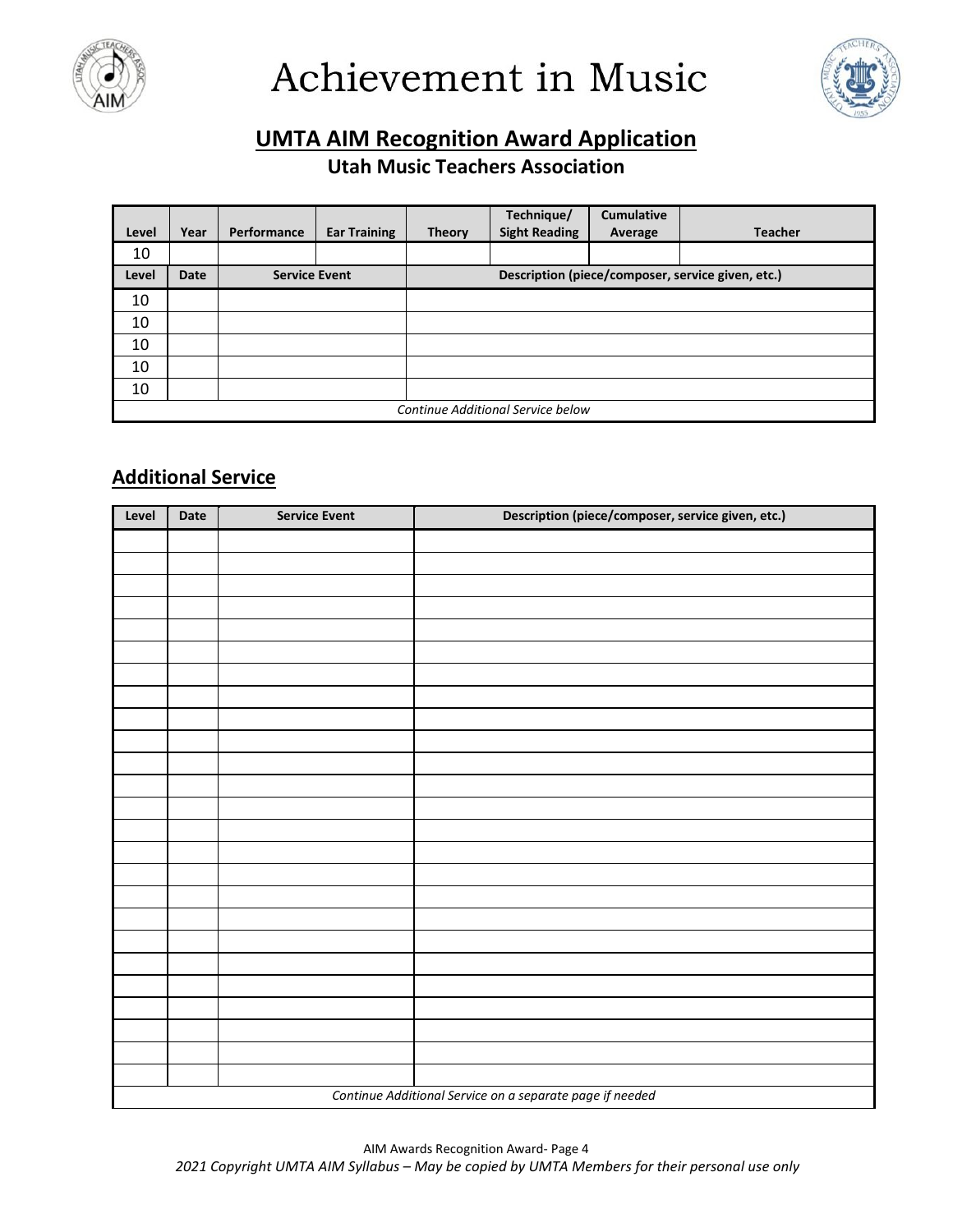# Achievement in Music

## UMTA AIM Recognition Award Application

**Utah Music Teachers Association**

| Level | Year | Performance | Ear Training | Theory | Technique/ Sight Reading | Cumulative Average | Teacher |
|---|---|---|---|---|---|---|---|
| 10 | | | | | | | |
| **Level** | **Date** | **Service Event** | | **Description (piece/composer, service given, etc.)** | | | |
| 10 | | | | | | | |
| 10 | | | | | | | |
| 10 | | | | | | | |
| 10 | | | | | | | |
| 10 | | | | | | | |
| *Continue Additional Service below* | | | | | | | |

## Additional Service

| Level | Date | Service Event | Description (piece/composer, service given, etc.) |
|---|---|---|---|
| | | | |
| | | | |
| | | | |
| | | | |
| | | | |
| | | | |
| | | | |
| | | | |
| | | | |
| | | | |
| | | | |
| | | | |
| | | | |
| | | | |
| | | | |
| | | | |
| | | | |
| | | | |
| | | | |
| | | | |
| | | | |
| | | | |
| | | | |
| | | | |
| | | | |
| *Continue Additional Service on a separate page if needed* | | | |

AIM Awards Recognition Award- Page 4

*2021 Copyright UMTA AIM Syllabus – May be copied by UMTA Members for their personal use only*